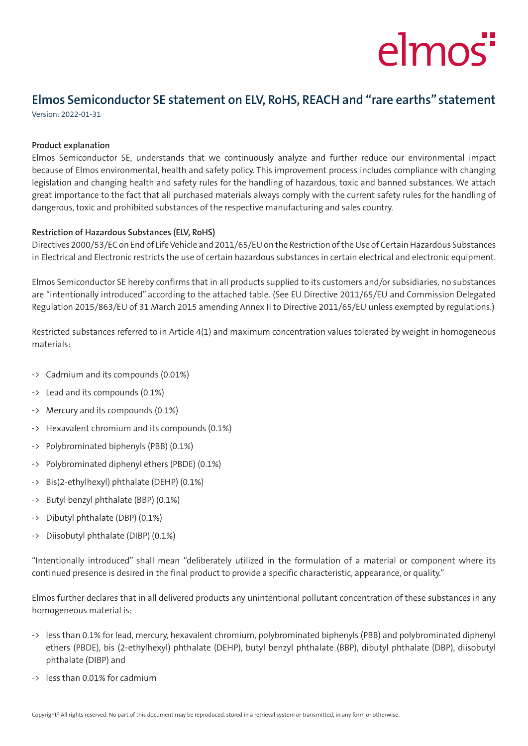# Elmos Semiconductor SE statement on ELV, RoHS, REACH and "rare earths" statement

Version: 2022-01-31

**Product explanation**

Elmos Semiconductor SE, understands that we continuously analyze and further reduce our environmental impact because of Elmos environmental, health and safety policy. This improvement process includes compliance with changing legislation and changing health and safety rules for the handling of hazardous, toxic and banned substances. We attach great importance to the fact that all purchased materials always comply with the current safety rules for the handling of dangerous, toxic and prohibited substances of the respective manufacturing and sales country.

**Restriction of Hazardous Substances (ELV, RoHS)**

Directives 2000/53/EC on End of Life Vehicle and 2011/65/EU on the Restriction of the Use of Certain Hazardous Substances in Electrical and Electronic restricts the use of certain hazardous substances in certain electrical and electronic equipment.

Elmos Semiconductor SE hereby confirms that in all products supplied to its customers and/or subsidiaries, no substances are "intentionally introduced" according to the attached table. (See EU Directive 2011/65/EU and Commission Delegated Regulation 2015/863/EU of 31 March 2015 amending Annex II to Directive 2011/65/EU unless exempted by regulations.)

Restricted substances referred to in Article 4(1) and maximum concentration values tolerated by weight in homogeneous materials:

- -> Cadmium and its compounds (0.01%)
- -> Lead and its compounds (0.1%)
- -> Mercury and its compounds (0.1%)
- -> Hexavalent chromium and its compounds (0.1%)
- -> Polybrominated biphenyls (PBB) (0.1%)
- -> Polybrominated diphenyl ethers (PBDE) (0.1%)
- -> Bis(2-ethylhexyl) phthalate (DEHP) (0.1%)
- -> Butyl benzyl phthalate (BBP) (0.1%)
- -> Dibutyl phthalate (DBP) (0.1%)
- -> Diisobutyl phthalate (DIBP) (0.1%)

"Intentionally introduced" shall mean "deliberately utilized in the formulation of a material or component where its continued presence is desired in the final product to provide a specific characteristic, appearance, or quality."

Elmos further declares that in all delivered products any unintentional pollutant concentration of these substances in any homogeneous material is:

- -> less than 0.1% for lead, mercury, hexavalent chromium, polybrominated biphenyls (PBB) and polybrominated diphenyl ethers (PBDE), bis (2-ethylhexyl) phthalate (DEHP), butyl benzyl phthalate (BBP), dibutyl phthalate (DBP), diisobutyl phthalate (DIBP) and
- -> less than 0.01% for cadmium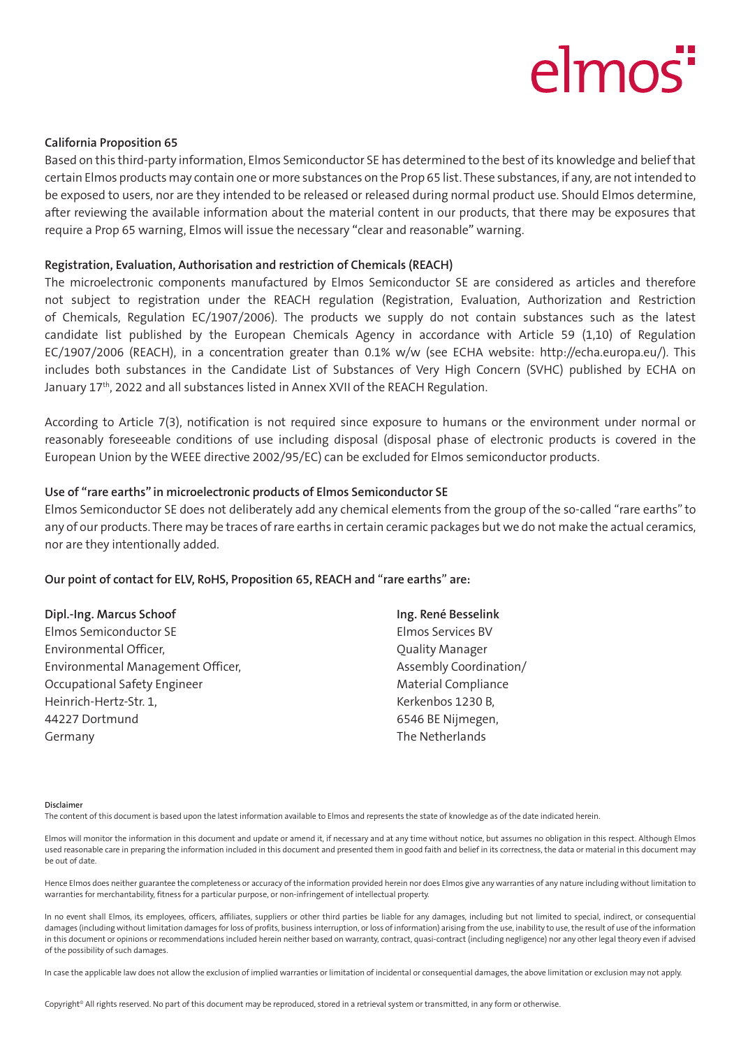### California Proposition 65

Based on this third-party information, Elmos Semiconductor SE has determined to the best of its knowledge and belief that certain Elmos products may contain one or more substances on the Prop 65 list. These substances, if any, are not intended to be exposed to users, nor are they intended to be released or released during normal product use. Should Elmos determine, after reviewing the available information about the material content in our products, that there may be exposures that require a Prop 65 warning, Elmos will issue the necessary “clear and reasonable” warning.

### Registration, Evaluation, Authorisation and restriction of Chemicals (REACH)

The microelectronic components manufactured by Elmos Semiconductor SE are considered as articles and therefore not subject to registration under the REACH regulation (Registration, Evaluation, Authorization and Restriction of Chemicals, Regulation EC/1907/2006). The products we supply do not contain substances such as the latest candidate list published by the European Chemicals Agency in accordance with Article 59 (1,10) of Regulation EC/1907/2006 (REACH), in a concentration greater than 0.1% w/w (see ECHA website: http://echa.europa.eu/). This includes both substances in the Candidate List of Substances of Very High Concern (SVHC) published by ECHA on January 17th, 2022 and all substances listed in Annex XVII of the REACH Regulation.

According to Article 7(3), notification is not required since exposure to humans or the environment under normal or reasonably foreseeable conditions of use including disposal (disposal phase of electronic products is covered in the European Union by the WEEE directive 2002/95/EC) can be excluded for Elmos semiconductor products.

### Use of “rare earths” in microelectronic products of Elmos Semiconductor SE

Elmos Semiconductor SE does not deliberately add any chemical elements from the group of the so-called “rare earths” to any of our products. There may be traces of rare earths in certain ceramic packages but we do not make the actual ceramics, nor are they intentionally added.

**Our point of contact for ELV, RoHS, Proposition 65, REACH and “rare earths” are:**

**Dipl.-Ing. Marcus Schoof**
Elmos Semiconductor SE
Environmental Officer,
Environmental Management Officer,
Occupational Safety Engineer
Heinrich-Hertz-Str. 1,
44227 Dortmund
Germany

**Ing. René Besselink**
Elmos Services BV
Quality Manager
Assembly Coordination/
Material Compliance
Kerkenbos 1230 B,
6546 BE Nijmegen,
The Netherlands

**Disclaimer**

The content of this document is based upon the latest information available to Elmos and represents the state of knowledge as of the date indicated herein.

Elmos will monitor the information in this document and update or amend it, if necessary and at any time without notice, but assumes no obligation in this respect. Although Elmos used reasonable care in preparing the information included in this document and presented them in good faith and belief in its correctness, the data or material in this document may be out of date.

Hence Elmos does neither guarantee the completeness or accuracy of the information provided herein nor does Elmos give any warranties of any nature including without limitation to warranties for merchantability, fitness for a particular purpose, or non-infringement of intellectual property.

In no event shall Elmos, its employees, officers, affiliates, suppliers or other third parties be liable for any damages, including but not limited to special, indirect, or consequential damages (including without limitation damages for loss of profits, business interruption, or loss of information) arising from the use, inability to use, the result of use of the information in this document or opinions or recommendations included herein neither based on warranty, contract, quasi-contract (including negligence) nor any other legal theory even if advised of the possibility of such damages.

In case the applicable law does not allow the exclusion of implied warranties or limitation of incidental or consequential damages, the above limitation or exclusion may not apply.

Copyright© All rights reserved. No part of this document may be reproduced, stored in a retrieval system or transmitted, in any form or otherwise.